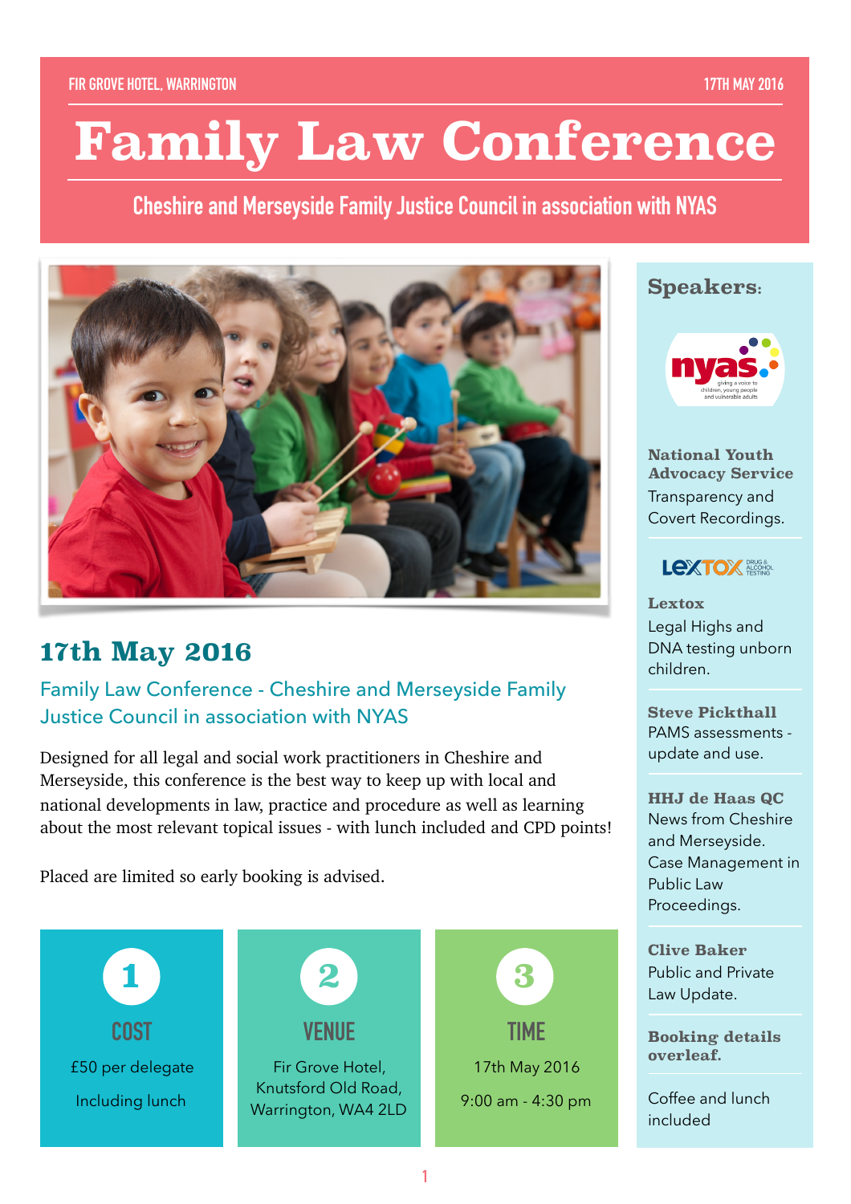FIR GROVE HOTEL, WARRINGTON

17TH MAY 2016

# Family Law Conference

Cheshire and Merseyside Family Justice Council in association with NYAS

## 17th May 2016

### Family Law Conference - Cheshire and Merseyside Family Justice Council in association with NYAS

Designed for all legal and social work practitioners in Cheshire and Merseyside, this conference is the best way to keep up with local and national developments in law, practice and procedure as well as learning about the most relevant topical issues - with lunch included and CPD points!

Placed are limited so early booking is advised.

### 1 COST

£50 per delegate

Including lunch

### 2 VENUE

Fir Grove Hotel, Knutsford Old Road, Warrington, WA4 2LD

### 3 TIME

17th May 2016

9:00 am - 4:30 pm

## Speakers:

**National Youth Advocacy Service**
Transparency and Covert Recordings.

**Lextox**
Legal Highs and DNA testing unborn children.

**Steve Pickthall**
PAMS assessments - update and use.

**HHJ de Haas QC**
News from Cheshire and Merseyside. Case Management in Public Law Proceedings.

**Clive Baker**
Public and Private Law Update.

**Booking details overleaf.**

Coffee and lunch included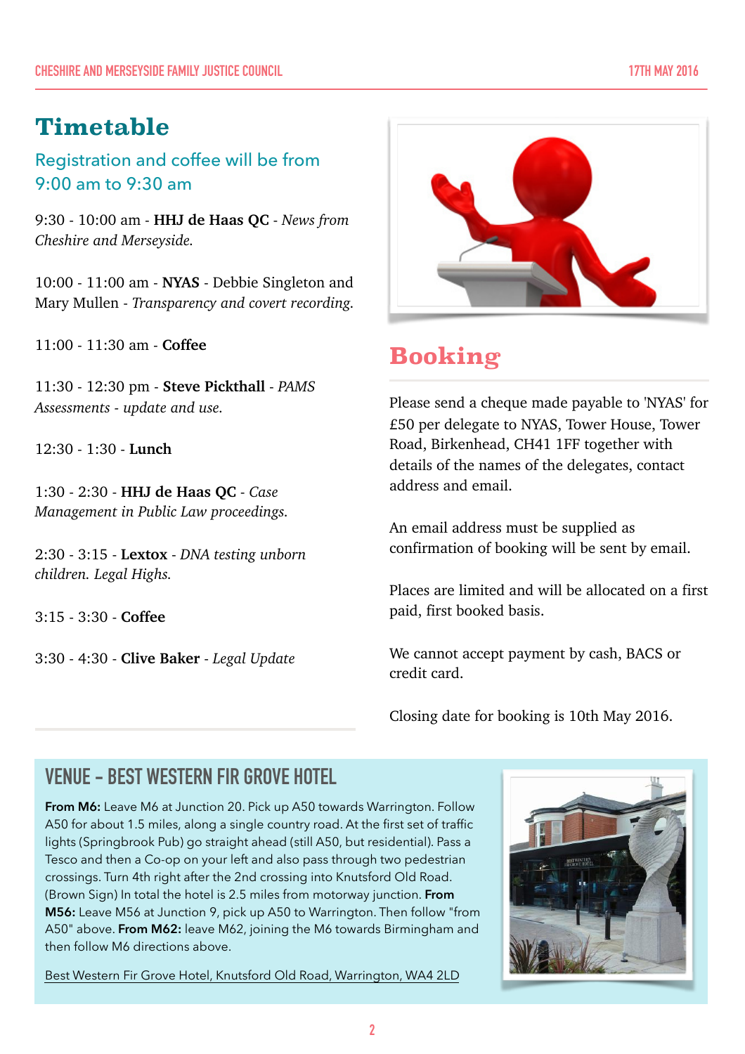## Timetable

### Registration and coffee will be from 9:00 am to 9:30 am

9:30 - 10:00 am - **HHJ de Haas QC** - *News from Cheshire and Merseyside.*

10:00 - 11:00 am - **NYAS** - Debbie Singleton and Mary Mullen - *Transparency and covert recording.*

11:00 - 11:30 am - **Coffee**

11:30 - 12:30 pm - **Steve Pickthall** - *PAMS Assessments - update and use.*

12:30 - 1:30 - **Lunch**

1:30 - 2:30 - **HHJ de Haas QC** - *Case Management in Public Law proceedings.*

2:30 - 3:15 - **Lextox** - *DNA testing unborn children. Legal Highs.*

3:15 - 3:30 - **Coffee**

3:30 - 4:30 - **Clive Baker** - *Legal Update*

## Booking

Please send a cheque made payable to 'NYAS' for £50 per delegate to NYAS, Tower House, Tower Road, Birkenhead, CH41 1FF together with details of the names of the delegates, contact address and email.

An email address must be supplied as confirmation of booking will be sent by email.

Places are limited and will be allocated on a first paid, first booked basis.

We cannot accept payment by cash, BACS or credit card.

Closing date for booking is 10th May 2016.

## VENUE – BEST WESTERN FIR GROVE HOTEL

**From M6:** Leave M6 at Junction 20. Pick up A50 towards Warrington. Follow A50 for about 1.5 miles, along a single country road. At the first set of traffic lights (Springbrook Pub) go straight ahead (still A50, but residential). Pass a Tesco and then a Co-op on your left and also pass through two pedestrian crossings. Turn 4th right after the 2nd crossing into Knutsford Old Road. (Brown Sign) In total the hotel is 2.5 miles from motorway junction. **From M56:** Leave M56 at Junction 9, pick up A50 to Warrington. Then follow "from A50" above. **From M62:** leave M62, joining the M6 towards Birmingham and then follow M6 directions above.

Best Western Fir Grove Hotel, Knutsford Old Road, Warrington, WA4 2LD